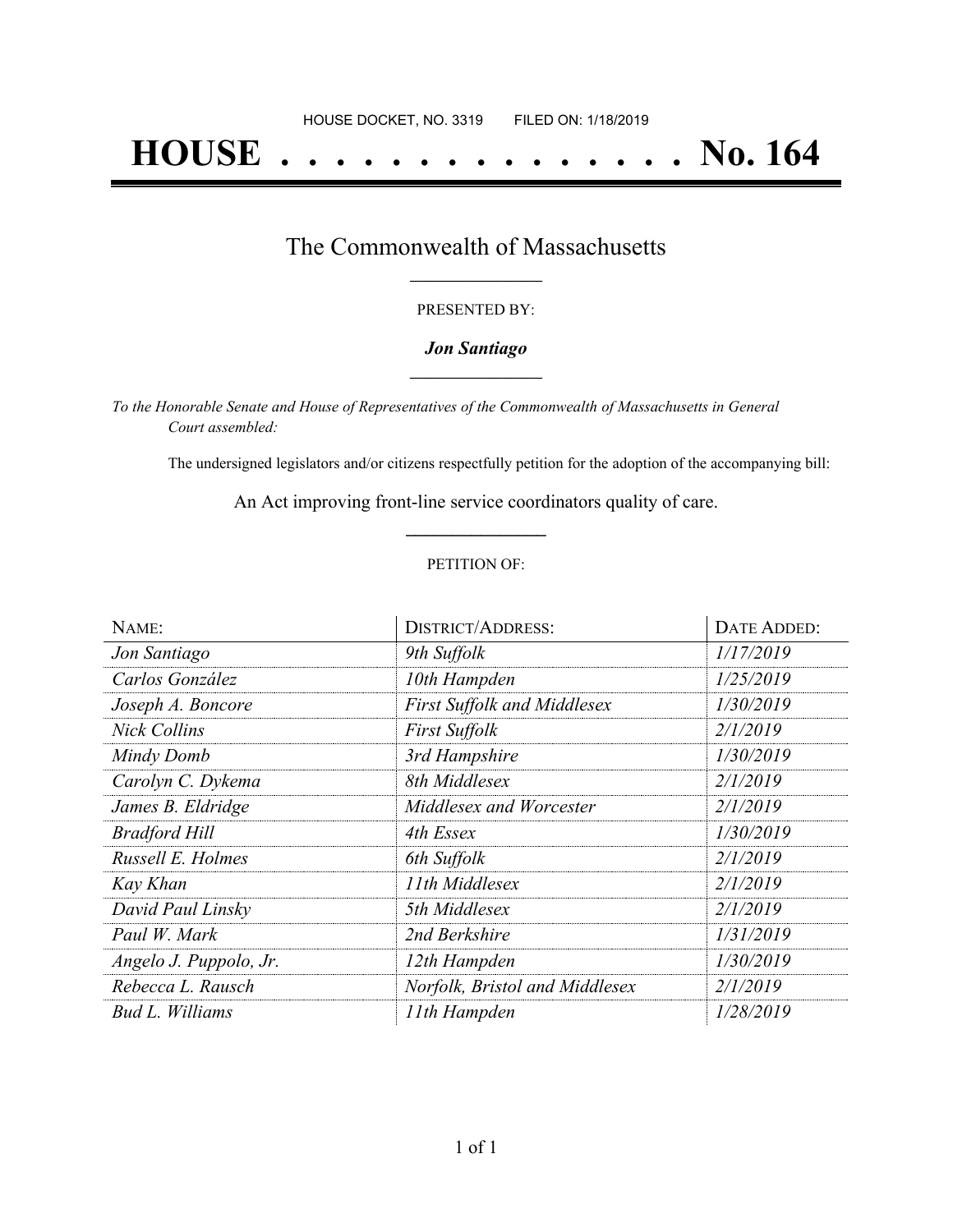HOUSE DOCKET, NO. 3319 FILED ON: 1/18/2019

# HOUSE . . . . . . . . . . . . . . . No. 164

## The Commonwealth of Massachusetts

PRESENTED BY:

***Jon Santiago***

*To the Honorable Senate and House of Representatives of the Commonwealth of Massachusetts in General Court assembled:*

The undersigned legislators and/or citizens respectfully petition for the adoption of the accompanying bill:

An Act improving front-line service coordinators quality of care.

PETITION OF:

| NAME: | DISTRICT/ADDRESS: | DATE ADDED: |
|---|---|---|
| *Jon Santiago* | *9th Suffolk* | *1/17/2019* |
| *Carlos González* | *10th Hampden* | *1/25/2019* |
| *Joseph A. Boncore* | *First Suffolk and Middlesex* | *1/30/2019* |
| *Nick Collins* | *First Suffolk* | *2/1/2019* |
| *Mindy Domb* | *3rd Hampshire* | *1/30/2019* |
| *Carolyn C. Dykema* | *8th Middlesex* | *2/1/2019* |
| *James B. Eldridge* | *Middlesex and Worcester* | *2/1/2019* |
| *Bradford Hill* | *4th Essex* | *1/30/2019* |
| *Russell E. Holmes* | *6th Suffolk* | *2/1/2019* |
| *Kay Khan* | *11th Middlesex* | *2/1/2019* |
| *David Paul Linsky* | *5th Middlesex* | *2/1/2019* |
| *Paul W. Mark* | *2nd Berkshire* | *1/31/2019* |
| *Angelo J. Puppolo, Jr.* | *12th Hampden* | *1/30/2019* |
| *Rebecca L. Rausch* | *Norfolk, Bristol and Middlesex* | *2/1/2019* |
| *Bud L. Williams* | *11th Hampden* | *1/28/2019* |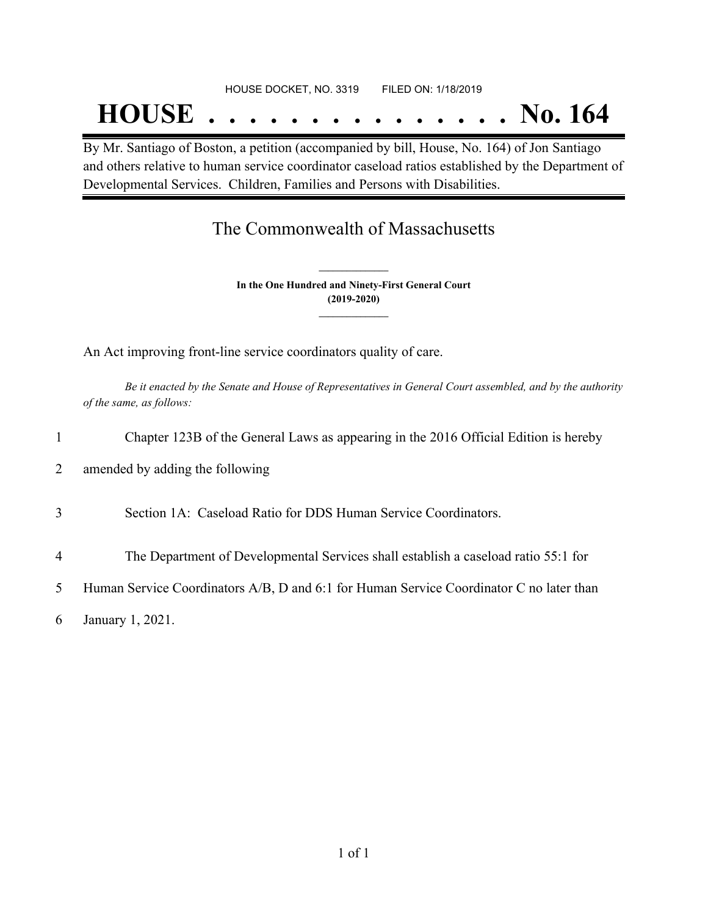HOUSE DOCKET, NO. 3319 FILED ON: 1/18/2019

# HOUSE . . . . . . . . . . . . . . . No. 164

By Mr. Santiago of Boston, a petition (accompanied by bill, House, No. 164) of Jon Santiago and others relative to human service coordinator caseload ratios established by the Department of Developmental Services. Children, Families and Persons with Disabilities.

## The Commonwealth of Massachusetts

**In the One Hundred and Ninety-First General Court (2019-2020)**

An Act improving front-line service coordinators quality of care.

*Be it enacted by the Senate and House of Representatives in General Court assembled, and by the authority of the same, as follows:*

1 Chapter 123B of the General Laws as appearing in the 2016 Official Edition is hereby
2 amended by adding the following

3 Section 1A: Caseload Ratio for DDS Human Service Coordinators.

4 The Department of Developmental Services shall establish a caseload ratio 55:1 for
5 Human Service Coordinators A/B, D and 6:1 for Human Service Coordinator C no later than
6 January 1, 2021.